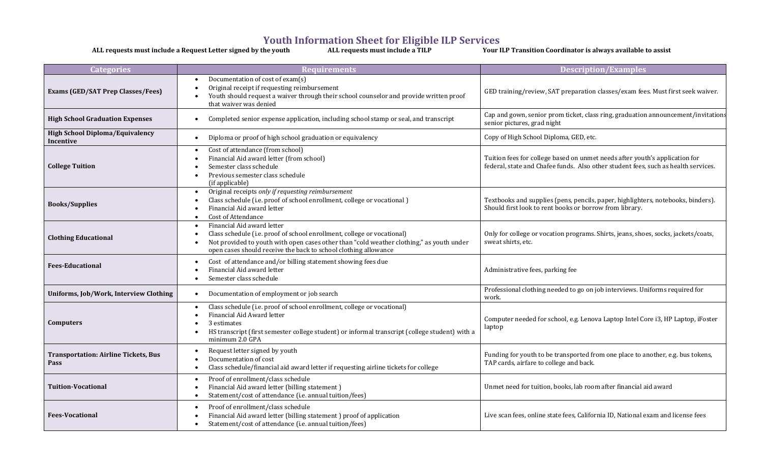# Youth Information Sheet for Eligible ILP Services

**ALL requests must include a Request Letter signed by the youth** **ALL requests must include a TILP** **Your ILP Transition Coordinator is always available to assist**

| Categories | Requirements | Description/Examples |
|---|---|---|
| **Exams (GED/SAT Prep Classes/Fees)** | • Documentation of cost of exam(s)<br>• Original receipt if requesting reimbursement<br>• Youth should request a waiver through their school counselor and provide written proof that waiver was denied | GED training/review, SAT preparation classes/exam fees. Must first seek waiver. |
| **High School Graduation Expenses** | • Completed senior expense application, including school stamp or seal, and transcript | Cap and gown, senior prom ticket, class ring, graduation announcement/invitations senior pictures, grad night |
| **High School Diploma/Equivalency Incentive** | • Diploma or proof of high school graduation or equivalency | Copy of High School Diploma, GED, etc. |
| **College Tuition** | • Cost of attendance (from school)<br>• Financial Aid award letter (from school)<br>• Semester class schedule<br>• Previous semester class schedule (if applicable) | Tuition fees for college based on unmet needs after youth's application for federal, state and Chafee funds. Also other student fees, such as health services. |
| **Books/Supplies** | • Original receipts *only if requesting reimbursement*<br>• Class schedule (i.e. proof of school enrollment, college or vocational )<br>• Financial Aid award letter<br>• Cost of Attendance | Textbooks and supplies (pens, pencils, paper, highlighters, notebooks, binders). Should first look to rent books or borrow from library. |
| **Clothing Educational** | • Financial Aid award letter<br>• Class schedule (i.e. proof of school enrollment, college or vocational)<br>• Not provided to youth with open cases other than "cold weather clothing," as youth under open cases should receive the back to school clothing allowance | Only for college or vocation programs. Shirts, jeans, shoes, socks, jackets/coats, sweat shirts, etc. |
| **Fees-Educational** | • Cost of attendance and/or billing statement showing fees due<br>• Financial Aid award letter<br>• Semester class schedule | Administrative fees, parking fee |
| **Uniforms, Job/Work, Interview Clothing** | • Documentation of employment or job search | Professional clothing needed to go on job interviews. Uniforms required for work. |
| **Computers** | • Class schedule (i.e. proof of school enrollment, college or vocational)<br>• Financial Aid Award letter<br>• 3 estimates<br>• HS transcript (first semester college student) or informal transcript (college student) with a minimum 2.0 GPA | Computer needed for school, e.g. Lenova Laptop Intel Core i3, HP Laptop, iFoster laptop |
| **Transportation: Airline Tickets, Bus Pass** | • Request letter signed by youth<br>• Documentation of cost<br>• Class schedule/financial aid award letter if requesting airline tickets for college | Funding for youth to be transported from one place to another, e.g. bus tokens, TAP cards, airfare to college and back. |
| **Tuition-Vocational** | • Proof of enrollment/class schedule<br>• Financial Aid award letter (billing statement )<br>• Statement/cost of attendance (i.e. annual tuition/fees) | Unmet need for tuition, books, lab room after financial aid award |
| **Fees-Vocational** | • Proof of enrollment/class schedule<br>• Financial Aid award letter (billing statement ) proof of application<br>• Statement/cost of attendance (i.e. annual tuition/fees) | Live scan fees, online state fees, California ID, National exam and license fees |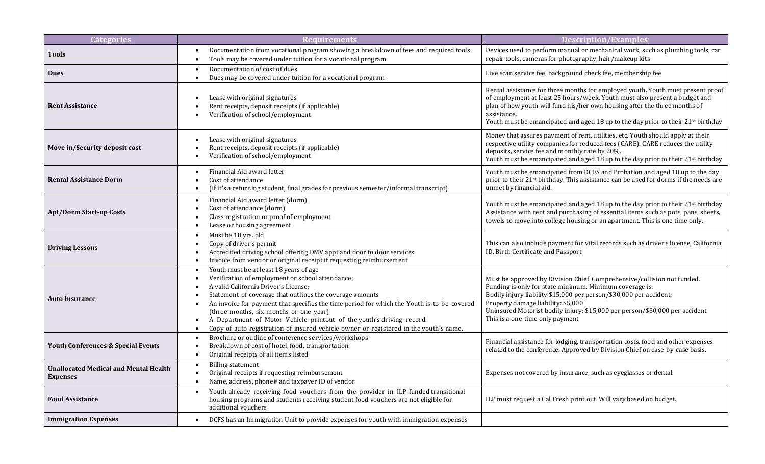| Categories | Requirements | Description/Examples |
|---|---|---|
| **Tools** | • Documentation from vocational program showing a breakdown of fees and required tools<br>• Tools may be covered under tuition for a vocational program | Devices used to perform manual or mechanical work, such as plumbing tools, car repair tools, cameras for photography, hair/makeup kits |
| **Dues** | • Documentation of cost of dues<br>• Dues may be covered under tuition for a vocational program | Live scan service fee, background check fee, membership fee |
| **Rent Assistance** | • Lease with original signatures<br>• Rent receipts, deposit receipts (if applicable)<br>• Verification of school/employment | Rental assistance for three months for employed youth. Youth must present proof of employment at least 25 hours/week. Youth must also present a budget and plan of how youth will fund his/her own housing after the three months of assistance.<br>Youth must be emancipated and aged 18 up to the day prior to their 21st birthday |
| **Move in/Security deposit cost** | • Lease with original signatures<br>• Rent receipts, deposit receipts (if applicable)<br>• Verification of school/employment | Money that assures payment of rent, utilities, etc. Youth should apply at their respective utility companies for reduced fees (CARE). CARE reduces the utility deposits, service fee and monthly rate by 20%.<br>Youth must be emancipated and aged 18 up to the day prior to their 21st birthday |
| **Rental Assistance Dorm** | • Financial Aid award letter<br>• Cost of attendance<br>• (If it's a returning student, final grades for previous semester/informal transcript) | Youth must be emancipated from DCFS and Probation and aged 18 up to the day prior to their 21st birthday. This assistance can be used for dorms if the needs are unmet by financial aid. |
| **Apt/Dorm Start-up Costs** | • Financial Aid award letter (dorm)<br>• Cost of attendance (dorm)<br>• Class registration or proof of employment<br>• Lease or housing agreement | Youth must be emancipated and aged 18 up to the day prior to their 21st birthday Assistance with rent and purchasing of essential items such as pots, pans, sheets, towels to move into college housing or an apartment. This is one time only. |
| **Driving Lessons** | • Must be 18 yrs. old<br>• Copy of driver's permit<br>• Accredited driving school offering DMV appt and door to door services<br>• Invoice from vendor or original receipt if requesting reimbursement | This can also include payment for vital records such as driver's license, California ID, Birth Certificate and Passport |
| **Auto Insurance** | • Youth must be at least 18 years of age<br>• Verification of employment or school attendance;<br>• A valid California Driver's License;<br>• Statement of coverage that outlines the coverage amounts<br>• An invoice for payment that specifies the time period for which the Youth is to be covered (three months, six months or one year)<br>• A Department of Motor Vehicle printout of the youth's driving record.<br>• Copy of auto registration of insured vehicle owner or registered in the youth's name. | Must be approved by Division Chief. Comprehensive/collision not funded.<br>Funding is only for state minimum. Minimum coverage is:<br>Bodily injury liability $15,000 per person/$30,000 per accident;<br>Property damage liability: $5,000<br>Uninsured Motorist bodily injury: $15,000 per person/$30,000 per accident<br>This is a one-time only payment |
| **Youth Conferences & Special Events** | • Brochure or outline of conference services/workshops<br>• Breakdown of cost of hotel, food, transportation<br>• Original receipts of all items listed | Financial assistance for lodging, transportation costs, food and other expenses related to the conference. Approved by Division Chief on case-by-case basis. |
| **Unallocated Medical and Mental Health Expenses** | • Billing statement<br>• Original receipts if requesting reimbursement<br>• Name, address, phone# and taxpayer ID of vendor | Expenses not covered by insurance, such as eyeglasses or dental. |
| **Food Assistance** | • Youth already receiving food vouchers from the provider in ILP-funded transitional housing programs and students receiving student food vouchers are not eligible for additional vouchers | ILP must request a Cal Fresh print out. Will vary based on budget. |
| **Immigration Expenses** | • DCFS has an Immigration Unit to provide expenses for youth with immigration expenses | |